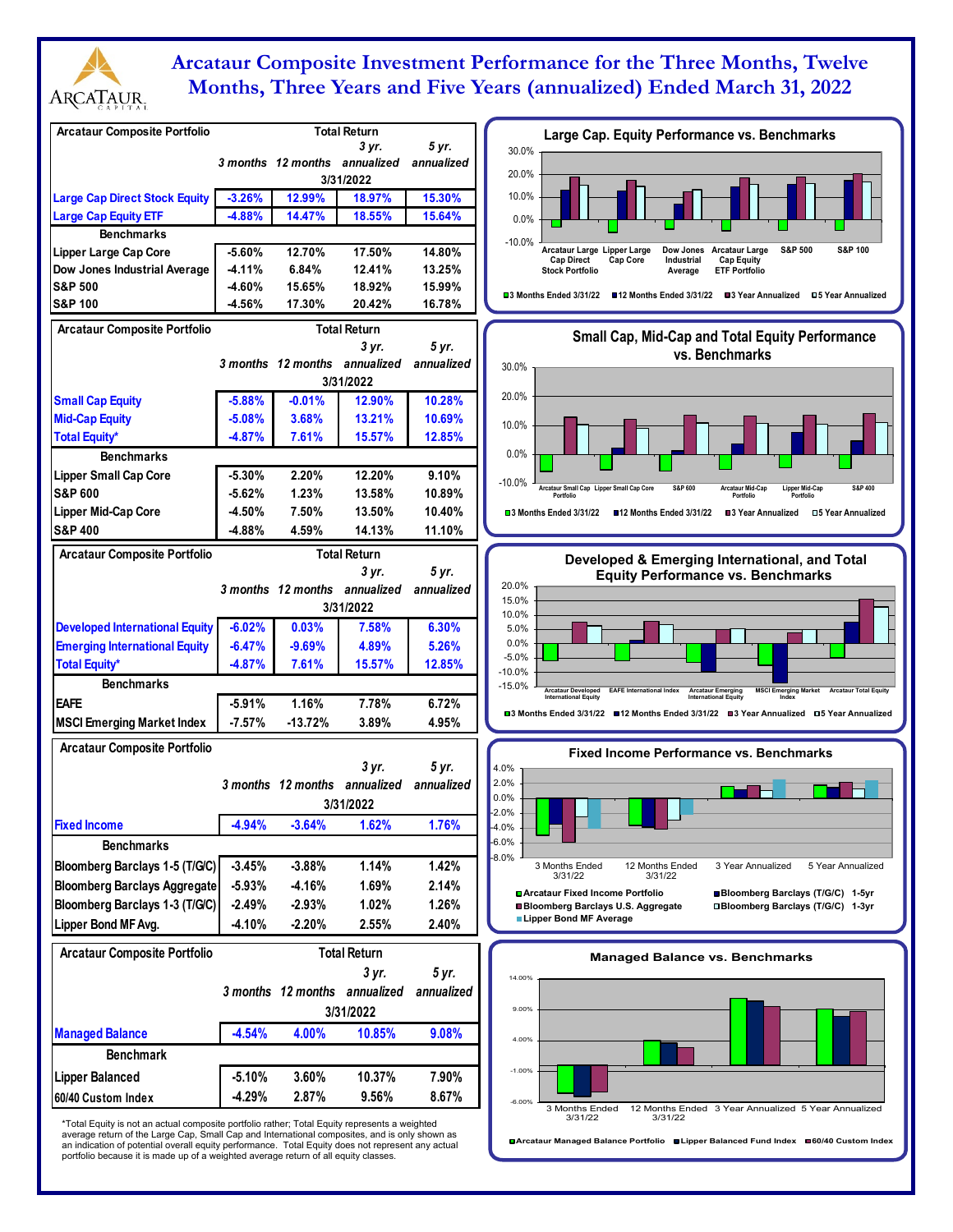# Arcataur Composite Investment Performance for the Three Months, Twelve Months, Three Years and Five Years (annualized) Ended March 31, 2022

| Arcataur Composite Portfolio | Total Return 3 months | 12 months | 3 yr. annualized | 5 yr. annualized |
|---|---|---|---|---|
| | 3/31/2022 | | | |
| Large Cap Direct Stock Equity | -3.26% | 12.99% | 18.97% | 15.30% |
| Large Cap Equity ETF | -4.88% | 14.47% | 18.55% | 15.64% |
| **Benchmarks** | | | | |
| Lipper Large Cap Core | -5.60% | 12.70% | 17.50% | 14.80% |
| Dow Jones Industrial Average | -4.11% | 6.84% | 12.41% | 13.25% |
| S&P 500 | -4.60% | 15.65% | 18.92% | 15.99% |
| S&P 100 | -4.56% | 17.30% | 20.42% | 16.78% |

| Arcataur Composite Portfolio | Total Return 3 months | 12 months | 3 yr. annualized | 5 yr. annualized |
|---|---|---|---|---|
| | 3/31/2022 | | | |
| Small Cap Equity | -5.88% | -0.01% | 12.90% | 10.28% |
| Mid-Cap Equity | -5.08% | 3.68% | 13.21% | 10.69% |
| Total Equity* | -4.87% | 7.61% | 15.57% | 12.85% |
| **Benchmarks** | | | | |
| Lipper Small Cap Core | -5.30% | 2.20% | 12.20% | 9.10% |
| S&P 600 | -5.62% | 1.23% | 13.58% | 10.89% |
| Lipper Mid-Cap Core | -4.50% | 7.50% | 13.50% | 10.40% |
| S&P 400 | -4.88% | 4.59% | 14.13% | 11.10% |

| Arcataur Composite Portfolio | Total Return 3 months | 12 months | 3 yr. annualized | 5 yr. annualized |
|---|---|---|---|---|
| | 3/31/2022 | | | |
| Developed International Equity | -6.02% | 0.03% | 7.58% | 6.30% |
| Emerging International Equity | -6.47% | -9.69% | 4.89% | 5.26% |
| Total Equity* | -4.87% | 7.61% | 15.57% | 12.85% |
| **Benchmarks** | | | | |
| EAFE | -5.91% | 1.16% | 7.78% | 6.72% |
| MSCI Emerging Market Index | -7.57% | -13.72% | 3.89% | 4.95% |

| Arcataur Composite Portfolio | 3 months | 12 months | 3 yr. annualized | 5 yr. annualized |
|---|---|---|---|---|
| | 3/31/2022 | | | |
| Fixed Income | -4.94% | -3.64% | 1.62% | 1.76% |
| **Benchmarks** | | | | |
| Bloomberg Barclays 1-5 (T/G/C) | -3.45% | -3.88% | 1.14% | 1.42% |
| Bloomberg Barclays Aggregate | -5.93% | -4.16% | 1.69% | 2.14% |
| Bloomberg Barclays 1-3 (T/G/C) | -2.49% | -2.93% | 1.02% | 1.26% |
| Lipper Bond MF Avg. | -4.10% | -2.20% | 2.55% | 2.40% |

| Arcataur Composite Portfolio | Total Return 3 months | 12 months | 3 yr. annualized | 5 yr. annualized |
|---|---|---|---|---|
| | 3/31/2022 | | | |
| Managed Balance | -4.54% | 4.00% | 10.85% | 9.08% |
| **Benchmark** | | | | |
| Lipper Balanced | -5.10% | 3.60% | 10.37% | 7.90% |
| 60/40 Custom Index | -4.29% | 2.87% | 9.56% | 8.67% |

*Total Equity is not an actual composite portfolio rather; Total Equity represents a weighted average return of the Large Cap, Small Cap and International composites, and is only shown as an indication of potential overall equity performance. Total Equity does not represent any actual portfolio because it is made up of a weighted average return of all equity classes.

**Large Cap. Equity Performance vs. Benchmarks**

**Small Cap, Mid-Cap and Total Equity Performance vs. Benchmarks**

**Developed & Emerging International, and Total Equity Performance vs. Benchmarks**

**Fixed Income Performance vs. Benchmarks**

**Managed Balance vs. Benchmarks**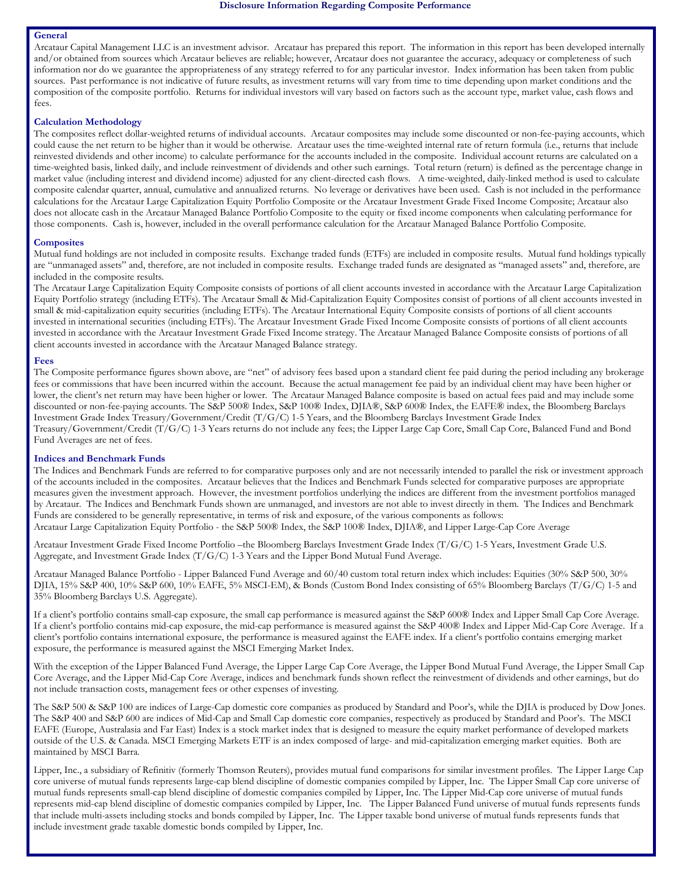# Disclosure Information Regarding Composite Performance

### General

Arcataur Capital Management LLC is an investment advisor. Arcataur has prepared this report. The information in this report has been developed internally and/or obtained from sources which Arcataur believes are reliable; however, Arcataur does not guarantee the accuracy, adequacy or completeness of such information nor do we guarantee the appropriateness of any strategy referred to for any particular investor. Index information has been taken from public sources. Past performance is not indicative of future results, as investment returns will vary from time to time depending upon market conditions and the composition of the composite portfolio. Returns for individual investors will vary based on factors such as the account type, market value, cash flows and fees.

### Calculation Methodology

The composites reflect dollar-weighted returns of individual accounts. Arcataur composites may include some discounted or non-fee-paying accounts, which could cause the net return to be higher than it would be otherwise. Arcataur uses the time-weighted internal rate of return formula (i.e., returns that include reinvested dividends and other income) to calculate performance for the accounts included in the composite. Individual account returns are calculated on a time-weighted basis, linked daily, and include reinvestment of dividends and other such earnings. Total return (return) is defined as the percentage change in market value (including interest and dividend income) adjusted for any client-directed cash flows. A time-weighted, daily-linked method is used to calculate composite calendar quarter, annual, cumulative and annualized returns. No leverage or derivatives have been used. Cash is not included in the performance calculations for the Arcataur Large Capitalization Equity Portfolio Composite or the Arcataur Investment Grade Fixed Income Composite; Arcataur also does not allocate cash in the Arcataur Managed Balance Portfolio Composite to the equity or fixed income components when calculating performance for those components. Cash is, however, included in the overall performance calculation for the Arcataur Managed Balance Portfolio Composite.

### Composites

Mutual fund holdings are not included in composite results. Exchange traded funds (ETFs) are included in composite results. Mutual fund holdings typically are "unmanaged assets" and, therefore, are not included in composite results. Exchange traded funds are designated as "managed assets" and, therefore, are included in the composite results.

The Arcataur Large Capitalization Equity Composite consists of portions of all client accounts invested in accordance with the Arcataur Large Capitalization Equity Portfolio strategy (including ETFs). The Arcataur Small & Mid-Capitalization Equity Composites consist of portions of all client accounts invested in small & mid-capitalization equity securities (including ETFs). The Arcataur International Equity Composite consists of portions of all client accounts invested in international securities (including ETFs). The Arcataur Investment Grade Fixed Income Composite consists of portions of all client accounts invested in accordance with the Arcataur Investment Grade Fixed Income strategy. The Arcataur Managed Balance Composite consists of portions of all client accounts invested in accordance with the Arcataur Managed Balance strategy.

### Fees

The Composite performance figures shown above, are "net" of advisory fees based upon a standard client fee paid during the period including any brokerage fees or commissions that have been incurred within the account. Because the actual management fee paid by an individual client may have been higher or lower, the client's net return may have been higher or lower. The Arcataur Managed Balance composite is based on actual fees paid and may include some discounted or non-fee-paying accounts. The S&P 500® Index, S&P 100® Index, DJIA®, S&P 600® Index, the EAFE® index, the Bloomberg Barclays Investment Grade Index Treasury/Government/Credit (T/G/C) 1-5 Years, and the Bloomberg Barclays Investment Grade Index Treasury/Government/Credit (T/G/C) 1-3 Years returns do not include any fees; the Lipper Large Cap Core, Small Cap Core, Balanced Fund and Bond Fund Averages are net of fees.

### Indices and Benchmark Funds

The Indices and Benchmark Funds are referred to for comparative purposes only and are not necessarily intended to parallel the risk or investment approach of the accounts included in the composites. Arcataur believes that the Indices and Benchmark Funds selected for comparative purposes are appropriate measures given the investment approach. However, the investment portfolios underlying the indices are different from the investment portfolios managed by Arcataur. The Indices and Benchmark Funds shown are unmanaged, and investors are not able to invest directly in them. The Indices and Benchmark Funds are considered to be generally representative, in terms of risk and exposure, of the various components as follows:

Arcataur Large Capitalization Equity Portfolio - the S&P 500® Index, the S&P 100® Index, DJIA®, and Lipper Large-Cap Core Average

Arcataur Investment Grade Fixed Income Portfolio –the Bloomberg Barclays Investment Grade Index (T/G/C) 1-5 Years, Investment Grade U.S. Aggregate, and Investment Grade Index (T/G/C) 1-3 Years and the Lipper Bond Mutual Fund Average.

Arcataur Managed Balance Portfolio - Lipper Balanced Fund Average and 60/40 custom total return index which includes: Equities (30% S&P 500, 30% DJIA, 15% S&P 400, 10% S&P 600, 10% EAFE, 5% MSCI-EM), & Bonds (Custom Bond Index consisting of 65% Bloomberg Barclays (T/G/C) 1-5 and 35% Bloomberg Barclays U.S. Aggregate).

If a client's portfolio contains small-cap exposure, the small cap performance is measured against the S&P 600® Index and Lipper Small Cap Core Average. If a client's portfolio contains mid-cap exposure, the mid-cap performance is measured against the S&P 400® Index and Lipper Mid-Cap Core Average. If a client's portfolio contains international exposure, the performance is measured against the EAFE index. If a client's portfolio contains emerging market exposure, the performance is measured against the MSCI Emerging Market Index.

With the exception of the Lipper Balanced Fund Average, the Lipper Large Cap Core Average, the Lipper Bond Mutual Fund Average, the Lipper Small Cap Core Average, and the Lipper Mid-Cap Core Average, indices and benchmark funds shown reflect the reinvestment of dividends and other earnings, but do not include transaction costs, management fees or other expenses of investing.

The S&P 500 & S&P 100 are indices of Large-Cap domestic core companies as produced by Standard and Poor's, while the DJIA is produced by Dow Jones. The S&P 400 and S&P 600 are indices of Mid-Cap and Small Cap domestic core companies, respectively as produced by Standard and Poor's. The MSCI EAFE (Europe, Australasia and Far East) Index is a stock market index that is designed to measure the equity market performance of developed markets outside of the U.S. & Canada. MSCI Emerging Markets ETF is an index composed of large- and mid-capitalization emerging market equities. Both are maintained by MSCI Barra.

Lipper, Inc., a subsidiary of Refinitiv (formerly Thomson Reuters), provides mutual fund comparisons for similar investment profiles. The Lipper Large Cap core universe of mutual funds represents large-cap blend discipline of domestic companies compiled by Lipper, Inc. The Lipper Small Cap core universe of mutual funds represents small-cap blend discipline of domestic companies compiled by Lipper, Inc. The Lipper Mid-Cap core universe of mutual funds represents mid-cap blend discipline of domestic companies compiled by Lipper, Inc. The Lipper Balanced Fund universe of mutual funds represents funds that include multi-assets including stocks and bonds compiled by Lipper, Inc. The Lipper taxable bond universe of mutual funds represents funds that include investment grade taxable domestic bonds compiled by Lipper, Inc.